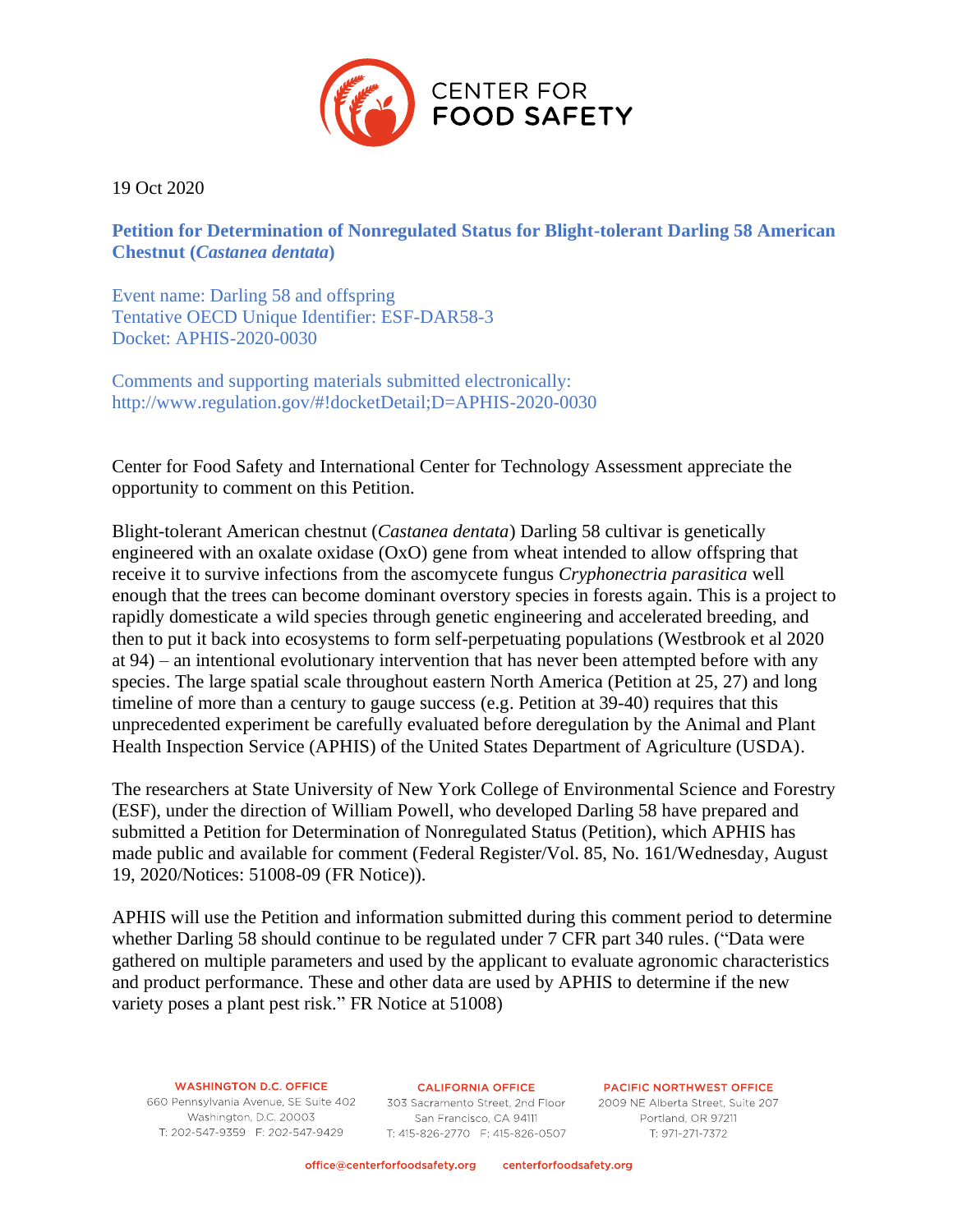CENTER FOR FOOD SAFETY

19 Oct 2020

**Petition for Determination of Nonregulated Status for Blight-tolerant Darling 58 American Chestnut (*Castanea dentata*)**

Event name: Darling 58 and offspring
Tentative OECD Unique Identifier: ESF-DAR58-3
Docket: APHIS-2020-0030

Comments and supporting materials submitted electronically:
http://www.regulation.gov/#!docketDetail;D=APHIS-2020-0030

Center for Food Safety and International Center for Technology Assessment appreciate the opportunity to comment on this Petition.

Blight-tolerant American chestnut (*Castanea dentata*) Darling 58 cultivar is genetically engineered with an oxalate oxidase (OxO) gene from wheat intended to allow offspring that receive it to survive infections from the ascomycete fungus *Cryphonectria parasitica* well enough that the trees can become dominant overstory species in forests again. This is a project to rapidly domesticate a wild species through genetic engineering and accelerated breeding, and then to put it back into ecosystems to form self-perpetuating populations (Westbrook et al 2020 at 94) – an intentional evolutionary intervention that has never been attempted before with any species. The large spatial scale throughout eastern North America (Petition at 25, 27) and long timeline of more than a century to gauge success (e.g. Petition at 39-40) requires that this unprecedented experiment be carefully evaluated before deregulation by the Animal and Plant Health Inspection Service (APHIS) of the United States Department of Agriculture (USDA).

The researchers at State University of New York College of Environmental Science and Forestry (ESF), under the direction of William Powell, who developed Darling 58 have prepared and submitted a Petition for Determination of Nonregulated Status (Petition), which APHIS has made public and available for comment (Federal Register/Vol. 85, No. 161/Wednesday, August 19, 2020/Notices: 51008-09 (FR Notice)).

APHIS will use the Petition and information submitted during this comment period to determine whether Darling 58 should continue to be regulated under 7 CFR part 340 rules. ("Data were gathered on multiple parameters and used by the applicant to evaluate agronomic characteristics and product performance. These and other data are used by APHIS to determine if the new variety poses a plant pest risk." FR Notice at 51008)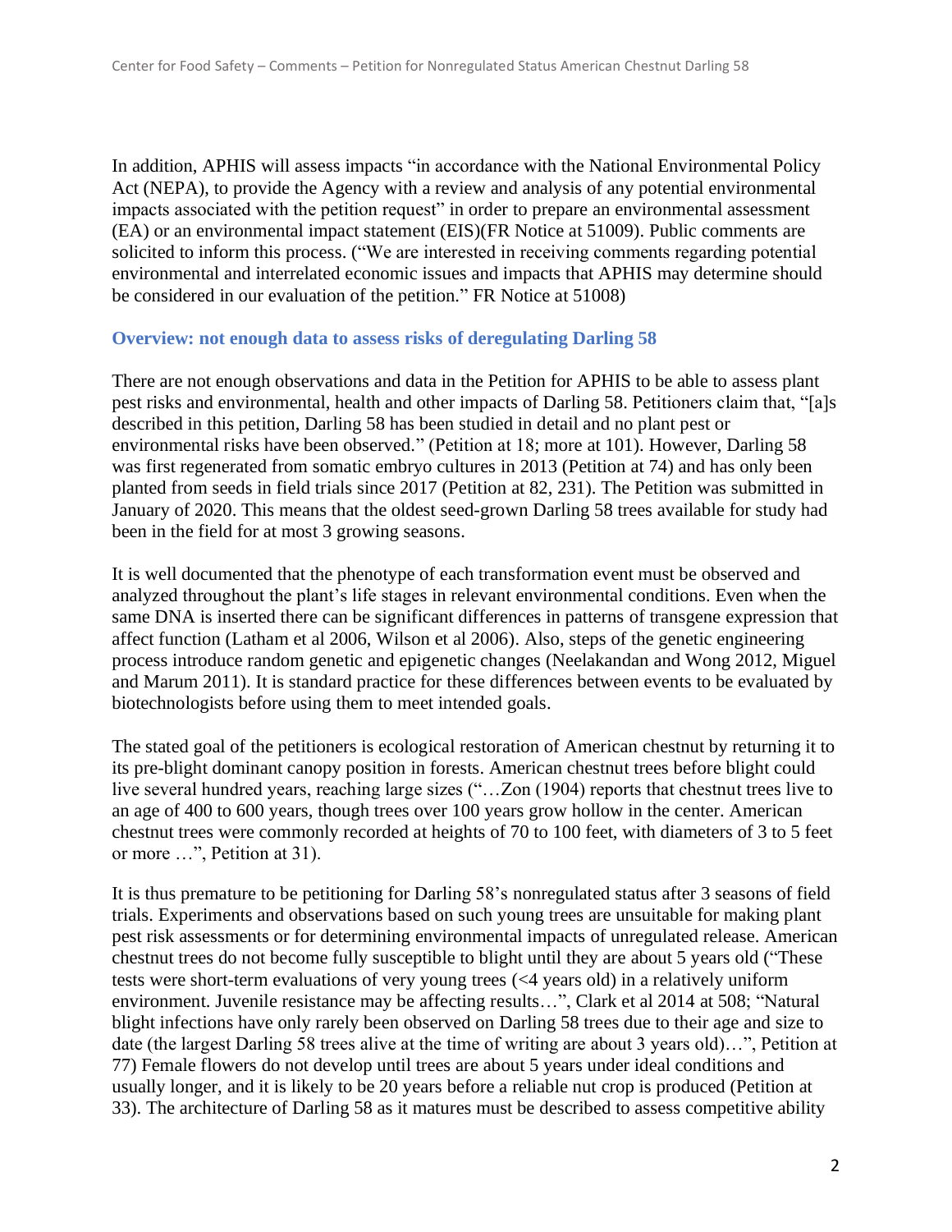In addition, APHIS will assess impacts "in accordance with the National Environmental Policy Act (NEPA), to provide the Agency with a review and analysis of any potential environmental impacts associated with the petition request" in order to prepare an environmental assessment (EA) or an environmental impact statement (EIS)(FR Notice at 51009). Public comments are solicited to inform this process. ("We are interested in receiving comments regarding potential environmental and interrelated economic issues and impacts that APHIS may determine should be considered in our evaluation of the petition." FR Notice at 51008)

### Overview: not enough data to assess risks of deregulating Darling 58

There are not enough observations and data in the Petition for APHIS to be able to assess plant pest risks and environmental, health and other impacts of Darling 58. Petitioners claim that, "[a]s described in this petition, Darling 58 has been studied in detail and no plant pest or environmental risks have been observed." (Petition at 18; more at 101). However, Darling 58 was first regenerated from somatic embryo cultures in 2013 (Petition at 74) and has only been planted from seeds in field trials since 2017 (Petition at 82, 231). The Petition was submitted in January of 2020. This means that the oldest seed-grown Darling 58 trees available for study had been in the field for at most 3 growing seasons.

It is well documented that the phenotype of each transformation event must be observed and analyzed throughout the plant's life stages in relevant environmental conditions. Even when the same DNA is inserted there can be significant differences in patterns of transgene expression that affect function (Latham et al 2006, Wilson et al 2006). Also, steps of the genetic engineering process introduce random genetic and epigenetic changes (Neelakandan and Wong 2012, Miguel and Marum 2011). It is standard practice for these differences between events to be evaluated by biotechnologists before using them to meet intended goals.

The stated goal of the petitioners is ecological restoration of American chestnut by returning it to its pre-blight dominant canopy position in forests. American chestnut trees before blight could live several hundred years, reaching large sizes ("…Zon (1904) reports that chestnut trees live to an age of 400 to 600 years, though trees over 100 years grow hollow in the center. American chestnut trees were commonly recorded at heights of 70 to 100 feet, with diameters of 3 to 5 feet or more …", Petition at 31).

It is thus premature to be petitioning for Darling 58's nonregulated status after 3 seasons of field trials. Experiments and observations based on such young trees are unsuitable for making plant pest risk assessments or for determining environmental impacts of unregulated release. American chestnut trees do not become fully susceptible to blight until they are about 5 years old ("These tests were short-term evaluations of very young trees (<4 years old) in a relatively uniform environment. Juvenile resistance may be affecting results…", Clark et al 2014 at 508; "Natural blight infections have only rarely been observed on Darling 58 trees due to their age and size to date (the largest Darling 58 trees alive at the time of writing are about 3 years old)…", Petition at 77) Female flowers do not develop until trees are about 5 years under ideal conditions and usually longer, and it is likely to be 20 years before a reliable nut crop is produced (Petition at 33). The architecture of Darling 58 as it matures must be described to assess competitive ability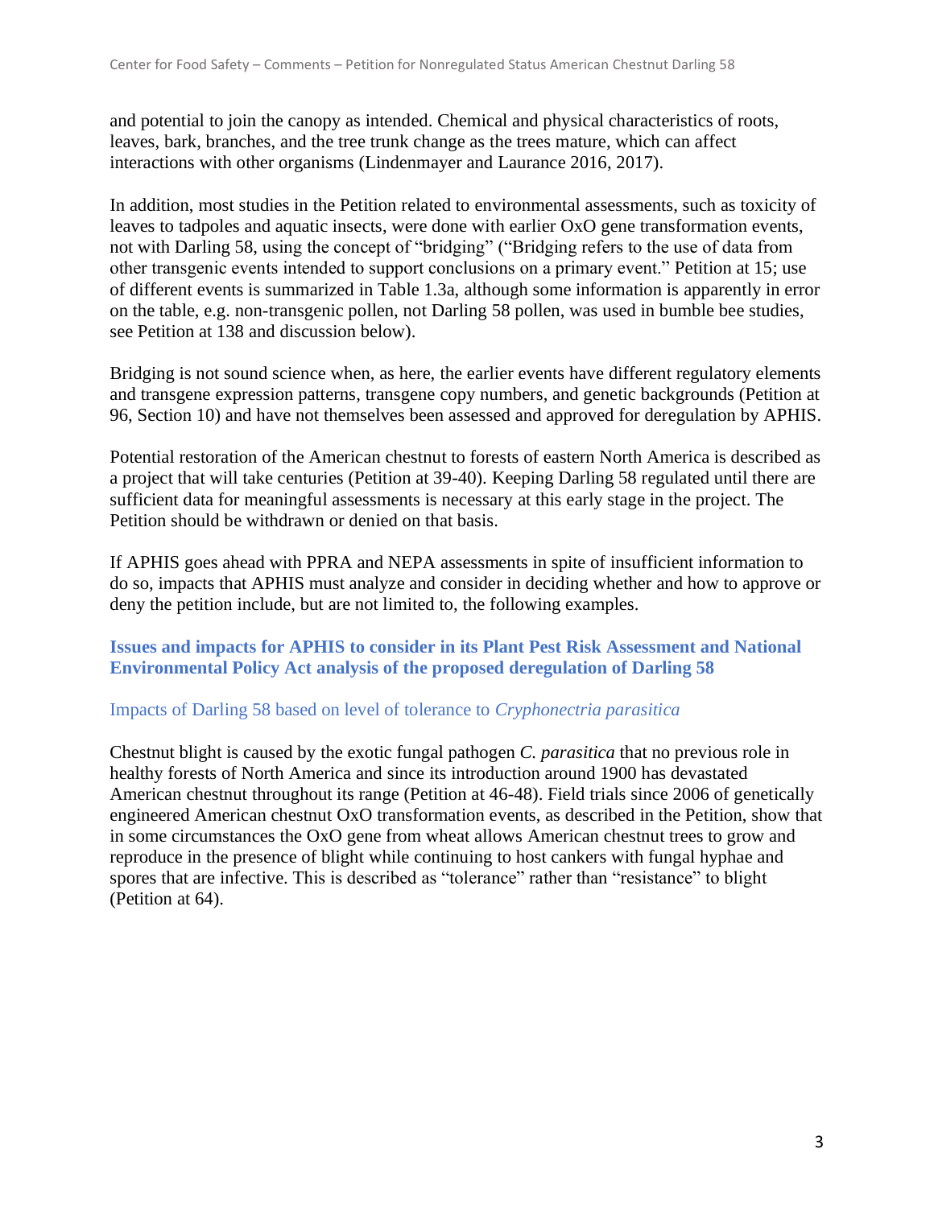and potential to join the canopy as intended. Chemical and physical characteristics of roots, leaves, bark, branches, and the tree trunk change as the trees mature, which can affect interactions with other organisms (Lindenmayer and Laurance 2016, 2017).

In addition, most studies in the Petition related to environmental assessments, such as toxicity of leaves to tadpoles and aquatic insects, were done with earlier OxO gene transformation events, not with Darling 58, using the concept of "bridging" ("Bridging refers to the use of data from other transgenic events intended to support conclusions on a primary event." Petition at 15; use of different events is summarized in Table 1.3a, although some information is apparently in error on the table, e.g. non-transgenic pollen, not Darling 58 pollen, was used in bumble bee studies, see Petition at 138 and discussion below).

Bridging is not sound science when, as here, the earlier events have different regulatory elements and transgene expression patterns, transgene copy numbers, and genetic backgrounds (Petition at 96, Section 10) and have not themselves been assessed and approved for deregulation by APHIS.

Potential restoration of the American chestnut to forests of eastern North America is described as a project that will take centuries (Petition at 39-40). Keeping Darling 58 regulated until there are sufficient data for meaningful assessments is necessary at this early stage in the project. The Petition should be withdrawn or denied on that basis.

If APHIS goes ahead with PPRA and NEPA assessments in spite of insufficient information to do so, impacts that APHIS must analyze and consider in deciding whether and how to approve or deny the petition include, but are not limited to, the following examples.

## Issues and impacts for APHIS to consider in its Plant Pest Risk Assessment and National Environmental Policy Act analysis of the proposed deregulation of Darling 58

### Impacts of Darling 58 based on level of tolerance to *Cryphonectria parasitica*

Chestnut blight is caused by the exotic fungal pathogen *C. parasitica* that no previous role in healthy forests of North America and since its introduction around 1900 has devastated American chestnut throughout its range (Petition at 46-48). Field trials since 2006 of genetically engineered American chestnut OxO transformation events, as described in the Petition, show that in some circumstances the OxO gene from wheat allows American chestnut trees to grow and reproduce in the presence of blight while continuing to host cankers with fungal hyphae and spores that are infective. This is described as "tolerance" rather than "resistance" to blight (Petition at 64).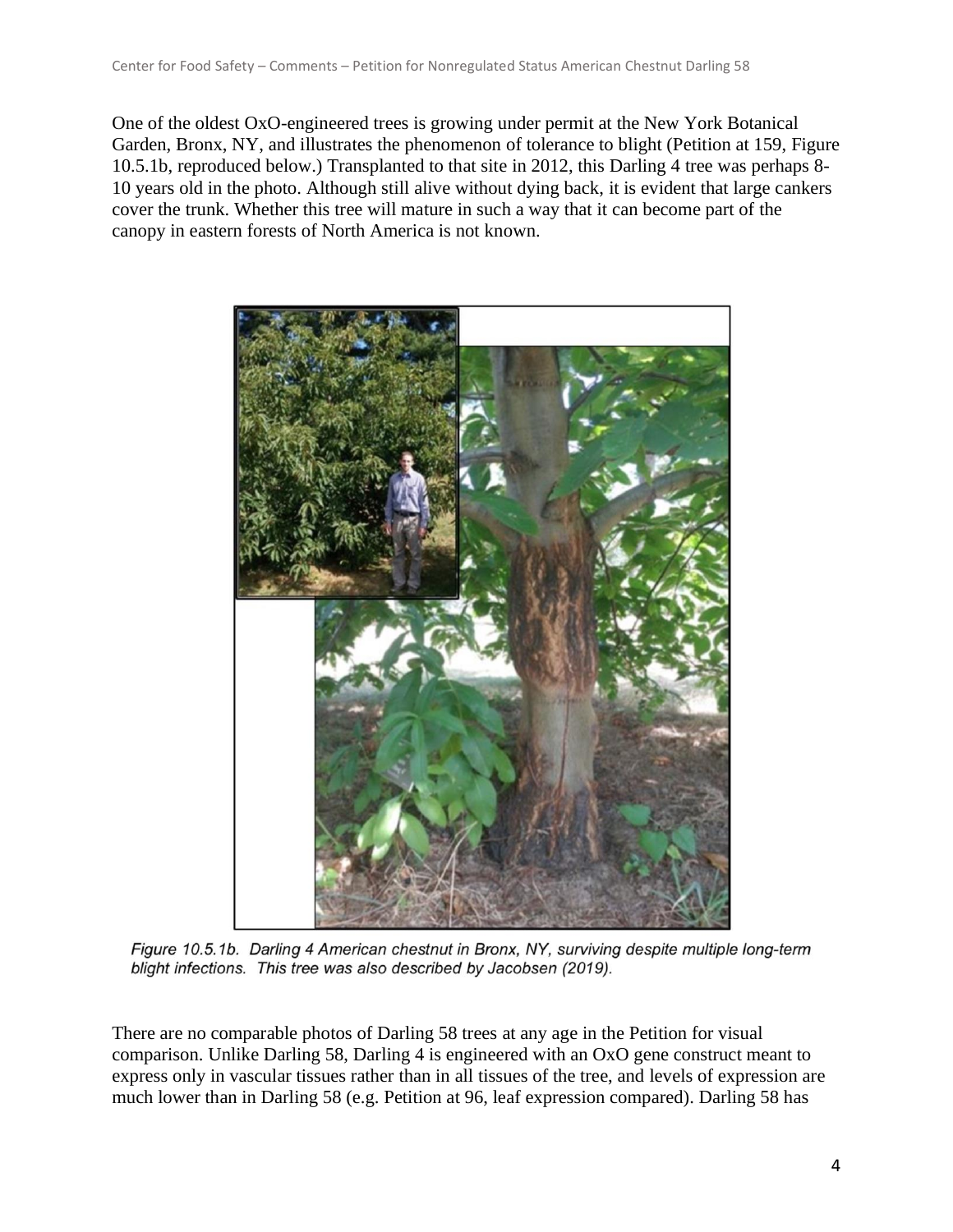One of the oldest OxO-engineered trees is growing under permit at the New York Botanical Garden, Bronx, NY, and illustrates the phenomenon of tolerance to blight (Petition at 159, Figure 10.5.1b, reproduced below.) Transplanted to that site in 2012, this Darling 4 tree was perhaps 8-10 years old in the photo. Although still alive without dying back, it is evident that large cankers cover the trunk. Whether this tree will mature in such a way that it can become part of the canopy in eastern forests of North America is not known.

*Figure 10.5.1b. Darling 4 American chestnut in Bronx, NY, surviving despite multiple long-term blight infections. This tree was also described by Jacobsen (2019).*

There are no comparable photos of Darling 58 trees at any age in the Petition for visual comparison. Unlike Darling 58, Darling 4 is engineered with an OxO gene construct meant to express only in vascular tissues rather than in all tissues of the tree, and levels of expression are much lower than in Darling 58 (e.g. Petition at 96, leaf expression compared). Darling 58 has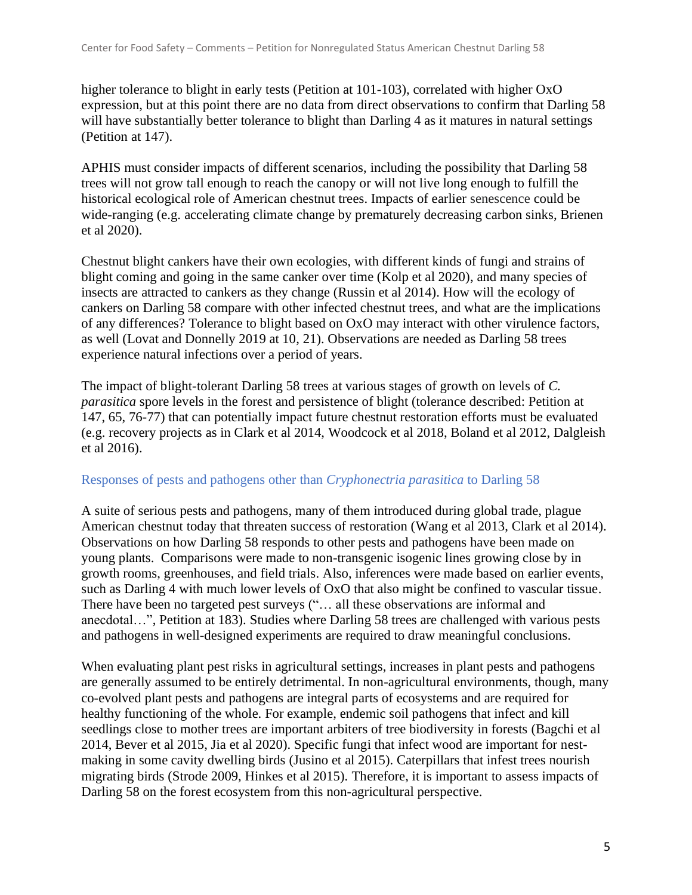higher tolerance to blight in early tests (Petition at 101-103), correlated with higher OxO expression, but at this point there are no data from direct observations to confirm that Darling 58 will have substantially better tolerance to blight than Darling 4 as it matures in natural settings (Petition at 147).

APHIS must consider impacts of different scenarios, including the possibility that Darling 58 trees will not grow tall enough to reach the canopy or will not live long enough to fulfill the historical ecological role of American chestnut trees. Impacts of earlier senescence could be wide-ranging (e.g. accelerating climate change by prematurely decreasing carbon sinks, Brienen et al 2020).

Chestnut blight cankers have their own ecologies, with different kinds of fungi and strains of blight coming and going in the same canker over time (Kolp et al 2020), and many species of insects are attracted to cankers as they change (Russin et al 2014). How will the ecology of cankers on Darling 58 compare with other infected chestnut trees, and what are the implications of any differences? Tolerance to blight based on OxO may interact with other virulence factors, as well (Lovat and Donnelly 2019 at 10, 21). Observations are needed as Darling 58 trees experience natural infections over a period of years.

The impact of blight-tolerant Darling 58 trees at various stages of growth on levels of *C. parasitica* spore levels in the forest and persistence of blight (tolerance described: Petition at 147, 65, 76-77) that can potentially impact future chestnut restoration efforts must be evaluated (e.g. recovery projects as in Clark et al 2014, Woodcock et al 2018, Boland et al 2012, Dalgleish et al 2016).

### Responses of pests and pathogens other than *Cryphonectria parasitica* to Darling 58

A suite of serious pests and pathogens, many of them introduced during global trade, plague American chestnut today that threaten success of restoration (Wang et al 2013, Clark et al 2014). Observations on how Darling 58 responds to other pests and pathogens have been made on young plants. Comparisons were made to non-transgenic isogenic lines growing close by in growth rooms, greenhouses, and field trials. Also, inferences were made based on earlier events, such as Darling 4 with much lower levels of OxO that also might be confined to vascular tissue. There have been no targeted pest surveys ("… all these observations are informal and anecdotal…", Petition at 183). Studies where Darling 58 trees are challenged with various pests and pathogens in well-designed experiments are required to draw meaningful conclusions.

When evaluating plant pest risks in agricultural settings, increases in plant pests and pathogens are generally assumed to be entirely detrimental. In non-agricultural environments, though, many co-evolved plant pests and pathogens are integral parts of ecosystems and are required for healthy functioning of the whole. For example, endemic soil pathogens that infect and kill seedlings close to mother trees are important arbiters of tree biodiversity in forests (Bagchi et al 2014, Bever et al 2015, Jia et al 2020). Specific fungi that infect wood are important for nest-making in some cavity dwelling birds (Jusino et al 2015). Caterpillars that infest trees nourish migrating birds (Strode 2009, Hinkes et al 2015). Therefore, it is important to assess impacts of Darling 58 on the forest ecosystem from this non-agricultural perspective.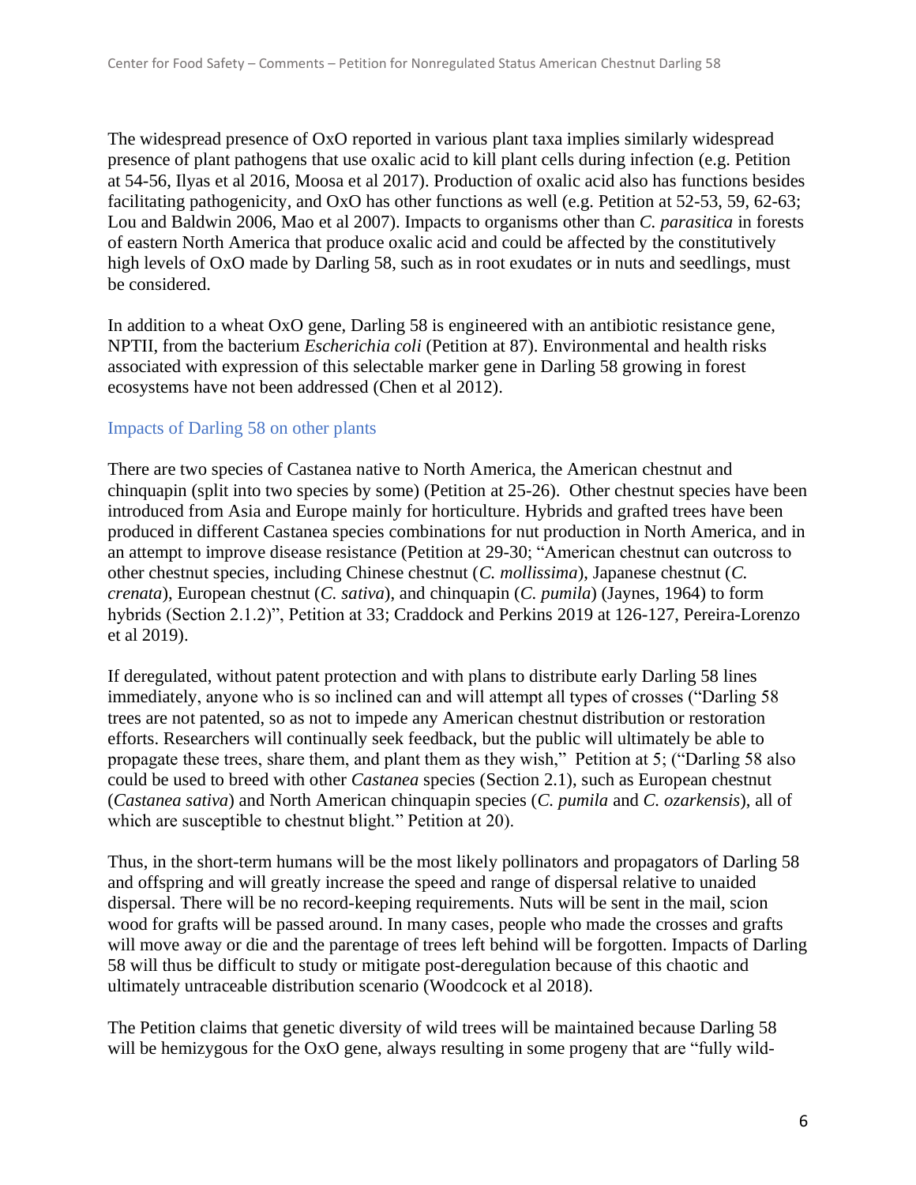The widespread presence of OxO reported in various plant taxa implies similarly widespread presence of plant pathogens that use oxalic acid to kill plant cells during infection (e.g. Petition at 54-56, Ilyas et al 2016, Moosa et al 2017). Production of oxalic acid also has functions besides facilitating pathogenicity, and OxO has other functions as well (e.g. Petition at 52-53, 59, 62-63; Lou and Baldwin 2006, Mao et al 2007). Impacts to organisms other than *C. parasitica* in forests of eastern North America that produce oxalic acid and could be affected by the constitutively high levels of OxO made by Darling 58, such as in root exudates or in nuts and seedlings, must be considered.

In addition to a wheat OxO gene, Darling 58 is engineered with an antibiotic resistance gene, NPTII, from the bacterium *Escherichia coli* (Petition at 87). Environmental and health risks associated with expression of this selectable marker gene in Darling 58 growing in forest ecosystems have not been addressed (Chen et al 2012).

### Impacts of Darling 58 on other plants

There are two species of Castanea native to North America, the American chestnut and chinquapin (split into two species by some) (Petition at 25-26). Other chestnut species have been introduced from Asia and Europe mainly for horticulture. Hybrids and grafted trees have been produced in different Castanea species combinations for nut production in North America, and in an attempt to improve disease resistance (Petition at 29-30; "American chestnut can outcross to other chestnut species, including Chinese chestnut (*C. mollissima*), Japanese chestnut (*C. crenata*), European chestnut (*C. sativa*), and chinquapin (*C. pumila*) (Jaynes, 1964) to form hybrids (Section 2.1.2)", Petition at 33; Craddock and Perkins 2019 at 126-127, Pereira-Lorenzo et al 2019).

If deregulated, without patent protection and with plans to distribute early Darling 58 lines immediately, anyone who is so inclined can and will attempt all types of crosses ("Darling 58 trees are not patented, so as not to impede any American chestnut distribution or restoration efforts. Researchers will continually seek feedback, but the public will ultimately be able to propagate these trees, share them, and plant them as they wish," Petition at 5; ("Darling 58 also could be used to breed with other *Castanea* species (Section 2.1), such as European chestnut (*Castanea sativa*) and North American chinquapin species (*C. pumila* and *C. ozarkensis*), all of which are susceptible to chestnut blight." Petition at 20).

Thus, in the short-term humans will be the most likely pollinators and propagators of Darling 58 and offspring and will greatly increase the speed and range of dispersal relative to unaided dispersal. There will be no record-keeping requirements. Nuts will be sent in the mail, scion wood for grafts will be passed around. In many cases, people who made the crosses and grafts will move away or die and the parentage of trees left behind will be forgotten. Impacts of Darling 58 will thus be difficult to study or mitigate post-deregulation because of this chaotic and ultimately untraceable distribution scenario (Woodcock et al 2018).

The Petition claims that genetic diversity of wild trees will be maintained because Darling 58 will be hemizygous for the OxO gene, always resulting in some progeny that are "fully wild-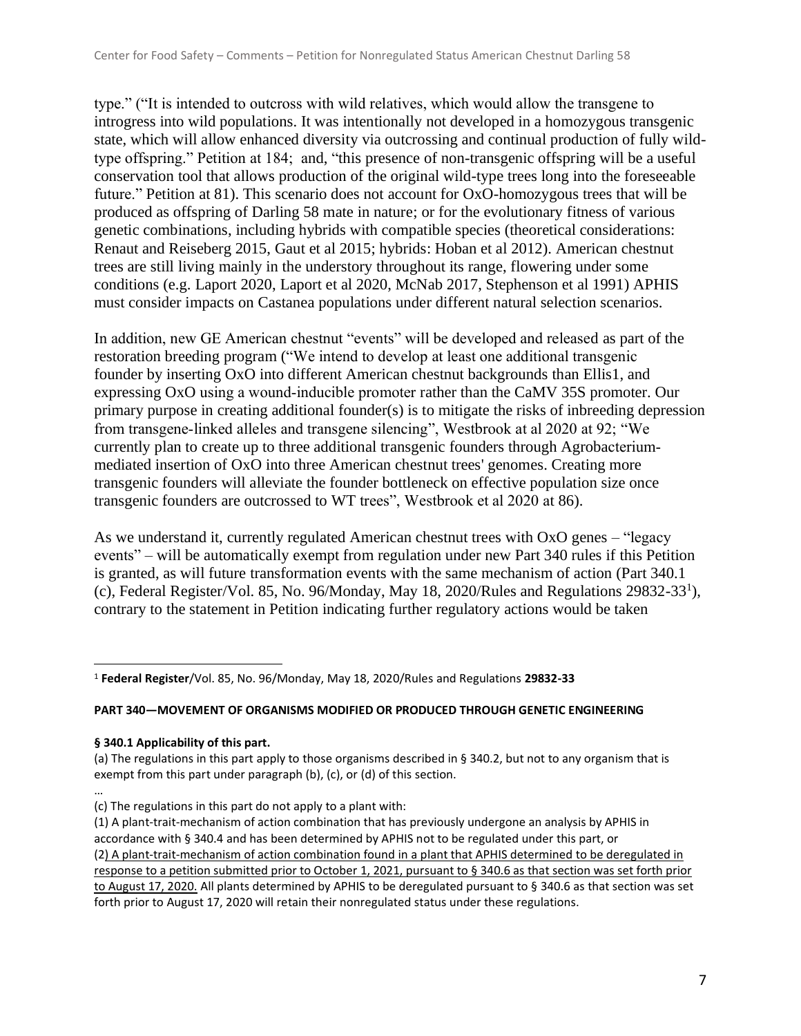type." ("It is intended to outcross with wild relatives, which would allow the transgene to introgress into wild populations. It was intentionally not developed in a homozygous transgenic state, which will allow enhanced diversity via outcrossing and continual production of fully wild-type offspring." Petition at 184; and, "this presence of non-transgenic offspring will be a useful conservation tool that allows production of the original wild-type trees long into the foreseeable future." Petition at 81). This scenario does not account for OxO-homozygous trees that will be produced as offspring of Darling 58 mate in nature; or for the evolutionary fitness of various genetic combinations, including hybrids with compatible species (theoretical considerations: Renaut and Reiseberg 2015, Gaut et al 2015; hybrids: Hoban et al 2012). American chestnut trees are still living mainly in the understory throughout its range, flowering under some conditions (e.g. Laport 2020, Laport et al 2020, McNab 2017, Stephenson et al 1991) APHIS must consider impacts on Castanea populations under different natural selection scenarios.

In addition, new GE American chestnut "events" will be developed and released as part of the restoration breeding program ("We intend to develop at least one additional transgenic founder by inserting OxO into different American chestnut backgrounds than Ellis1, and expressing OxO using a wound-inducible promoter rather than the CaMV 35S promoter. Our primary purpose in creating additional founder(s) is to mitigate the risks of inbreeding depression from transgene-linked alleles and transgene silencing", Westbrook at al 2020 at 92; "We currently plan to create up to three additional transgenic founders through Agrobacterium-mediated insertion of OxO into three American chestnut trees' genomes. Creating more transgenic founders will alleviate the founder bottleneck on effective population size once transgenic founders are outcrossed to WT trees", Westbrook et al 2020 at 86).

As we understand it, currently regulated American chestnut trees with OxO genes – "legacy events" – will be automatically exempt from regulation under new Part 340 rules if this Petition is granted, as will future transformation events with the same mechanism of action (Part 340.1 (c), Federal Register/Vol. 85, No. 96/Monday, May 18, 2020/Rules and Regulations 29832-33[1]), contrary to the statement in Petition indicating further regulatory actions would be taken

---

[1] **Federal Register**/Vol. 85, No. 96/Monday, May 18, 2020/Rules and Regulations **29832-33**

**PART 340—MOVEMENT OF ORGANISMS MODIFIED OR PRODUCED THROUGH GENETIC ENGINEERING**

**§ 340.1 Applicability of this part.**

(a) The regulations in this part apply to those organisms described in § 340.2, but not to any organism that is exempt from this part under paragraph (b), (c), or (d) of this section.

…

(c) The regulations in this part do not apply to a plant with:

(1) A plant-trait-mechanism of action combination that has previously undergone an analysis by APHIS in accordance with § 340.4 and has been determined by APHIS not to be regulated under this part, or

(2) <u>A plant-trait-mechanism of action combination found in a plant that APHIS determined to be deregulated in response to a petition submitted prior to October 1, 2021, pursuant to § 340.6 as that section was set forth prior to August 17, 2020.</u> All plants determined by APHIS to be deregulated pursuant to § 340.6 as that section was set forth prior to August 17, 2020 will retain their nonregulated status under these regulations.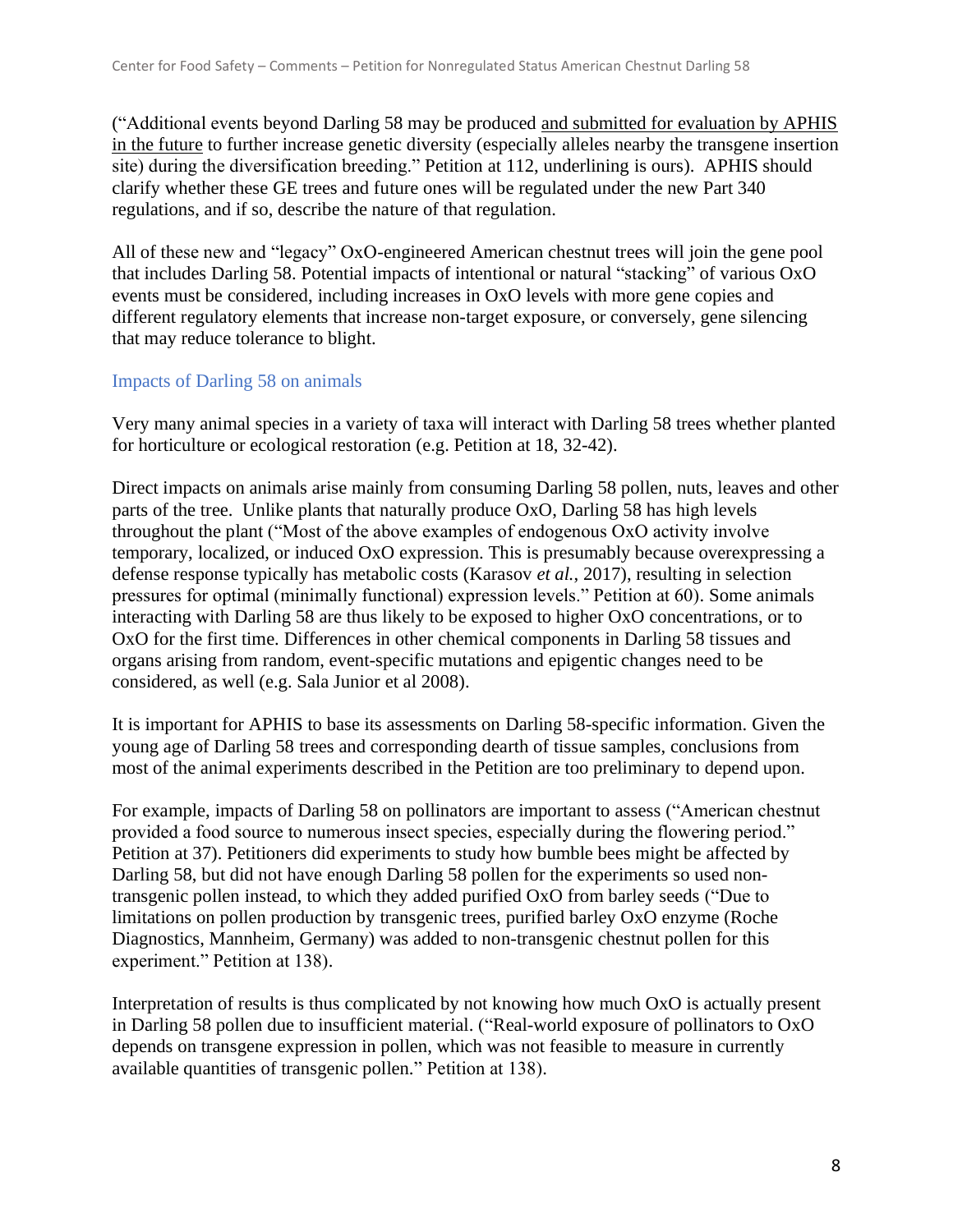("Additional events beyond Darling 58 may be produced <u>and submitted for evaluation by APHIS in the future</u> to further increase genetic diversity (especially alleles nearby the transgene insertion site) during the diversification breeding." Petition at 112, underlining is ours). APHIS should clarify whether these GE trees and future ones will be regulated under the new Part 340 regulations, and if so, describe the nature of that regulation.

All of these new and "legacy" OxO-engineered American chestnut trees will join the gene pool that includes Darling 58. Potential impacts of intentional or natural "stacking" of various OxO events must be considered, including increases in OxO levels with more gene copies and different regulatory elements that increase non-target exposure, or conversely, gene silencing that may reduce tolerance to blight.

## Impacts of Darling 58 on animals

Very many animal species in a variety of taxa will interact with Darling 58 trees whether planted for horticulture or ecological restoration (e.g. Petition at 18, 32-42).

Direct impacts on animals arise mainly from consuming Darling 58 pollen, nuts, leaves and other parts of the tree. Unlike plants that naturally produce OxO, Darling 58 has high levels throughout the plant ("Most of the above examples of endogenous OxO activity involve temporary, localized, or induced OxO expression. This is presumably because overexpressing a defense response typically has metabolic costs (Karasov *et al.*, 2017), resulting in selection pressures for optimal (minimally functional) expression levels." Petition at 60). Some animals interacting with Darling 58 are thus likely to be exposed to higher OxO concentrations, or to OxO for the first time. Differences in other chemical components in Darling 58 tissues and organs arising from random, event-specific mutations and epigentic changes need to be considered, as well (e.g. Sala Junior et al 2008).

It is important for APHIS to base its assessments on Darling 58-specific information. Given the young age of Darling 58 trees and corresponding dearth of tissue samples, conclusions from most of the animal experiments described in the Petition are too preliminary to depend upon.

For example, impacts of Darling 58 on pollinators are important to assess ("American chestnut provided a food source to numerous insect species, especially during the flowering period." Petition at 37). Petitioners did experiments to study how bumble bees might be affected by Darling 58, but did not have enough Darling 58 pollen for the experiments so used non-transgenic pollen instead, to which they added purified OxO from barley seeds ("Due to limitations on pollen production by transgenic trees, purified barley OxO enzyme (Roche Diagnostics, Mannheim, Germany) was added to non-transgenic chestnut pollen for this experiment." Petition at 138).

Interpretation of results is thus complicated by not knowing how much OxO is actually present in Darling 58 pollen due to insufficient material. ("Real-world exposure of pollinators to OxO depends on transgene expression in pollen, which was not feasible to measure in currently available quantities of transgenic pollen." Petition at 138).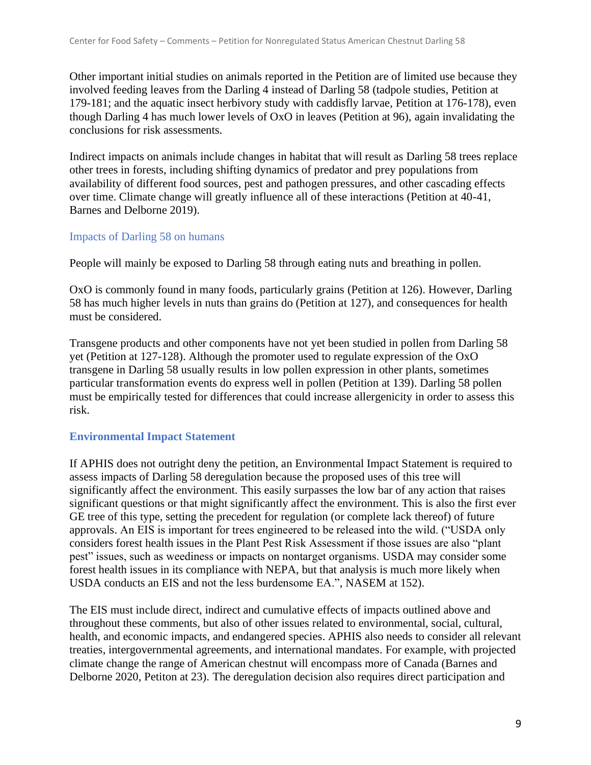Other important initial studies on animals reported in the Petition are of limited use because they involved feeding leaves from the Darling 4 instead of Darling 58 (tadpole studies, Petition at 179-181; and the aquatic insect herbivory study with caddisfly larvae, Petition at 176-178), even though Darling 4 has much lower levels of OxO in leaves (Petition at 96), again invalidating the conclusions for risk assessments.

Indirect impacts on animals include changes in habitat that will result as Darling 58 trees replace other trees in forests, including shifting dynamics of predator and prey populations from availability of different food sources, pest and pathogen pressures, and other cascading effects over time. Climate change will greatly influence all of these interactions (Petition at 40-41, Barnes and Delborne 2019).

### Impacts of Darling 58 on humans

People will mainly be exposed to Darling 58 through eating nuts and breathing in pollen.

OxO is commonly found in many foods, particularly grains (Petition at 126). However, Darling 58 has much higher levels in nuts than grains do (Petition at 127), and consequences for health must be considered.

Transgene products and other components have not yet been studied in pollen from Darling 58 yet (Petition at 127-128). Although the promoter used to regulate expression of the OxO transgene in Darling 58 usually results in low pollen expression in other plants, sometimes particular transformation events do express well in pollen (Petition at 139). Darling 58 pollen must be empirically tested for differences that could increase allergenicity in order to assess this risk.

## Environmental Impact Statement

If APHIS does not outright deny the petition, an Environmental Impact Statement is required to assess impacts of Darling 58 deregulation because the proposed uses of this tree will significantly affect the environment. This easily surpasses the low bar of any action that raises significant questions or that might significantly affect the environment. This is also the first ever GE tree of this type, setting the precedent for regulation (or complete lack thereof) of future approvals. An EIS is important for trees engineered to be released into the wild. ("USDA only considers forest health issues in the Plant Pest Risk Assessment if those issues are also "plant pest" issues, such as weediness or impacts on nontarget organisms. USDA may consider some forest health issues in its compliance with NEPA, but that analysis is much more likely when USDA conducts an EIS and not the less burdensome EA.", NASEM at 152).

The EIS must include direct, indirect and cumulative effects of impacts outlined above and throughout these comments, but also of other issues related to environmental, social, cultural, health, and economic impacts, and endangered species. APHIS also needs to consider all relevant treaties, intergovernmental agreements, and international mandates. For example, with projected climate change the range of American chestnut will encompass more of Canada (Barnes and Delborne 2020, Petiton at 23). The deregulation decision also requires direct participation and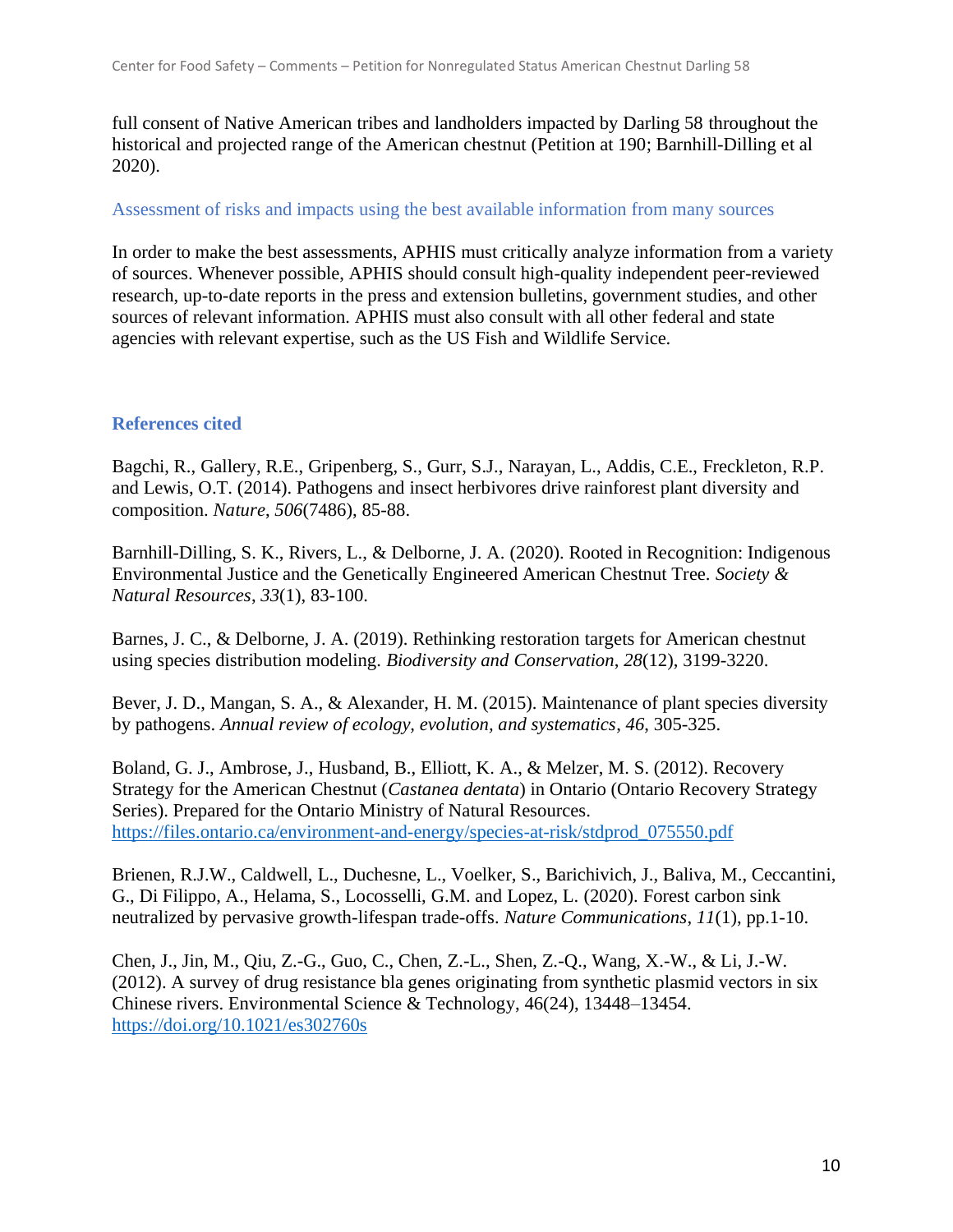full consent of Native American tribes and landholders impacted by Darling 58 throughout the historical and projected range of the American chestnut (Petition at 190; Barnhill-Dilling et al 2020).

### Assessment of risks and impacts using the best available information from many sources

In order to make the best assessments, APHIS must critically analyze information from a variety of sources. Whenever possible, APHIS should consult high-quality independent peer-reviewed research, up-to-date reports in the press and extension bulletins, government studies, and other sources of relevant information. APHIS must also consult with all other federal and state agencies with relevant expertise, such as the US Fish and Wildlife Service.

## References cited

Bagchi, R., Gallery, R.E., Gripenberg, S., Gurr, S.J., Narayan, L., Addis, C.E., Freckleton, R.P. and Lewis, O.T. (2014). Pathogens and insect herbivores drive rainforest plant diversity and composition. *Nature*, *506*(7486), 85-88.

Barnhill-Dilling, S. K., Rivers, L., & Delborne, J. A. (2020). Rooted in Recognition: Indigenous Environmental Justice and the Genetically Engineered American Chestnut Tree. *Society & Natural Resources*, *33*(1), 83-100.

Barnes, J. C., & Delborne, J. A. (2019). Rethinking restoration targets for American chestnut using species distribution modeling. *Biodiversity and Conservation*, *28*(12), 3199-3220.

Bever, J. D., Mangan, S. A., & Alexander, H. M. (2015). Maintenance of plant species diversity by pathogens. *Annual review of ecology, evolution, and systematics*, *46*, 305-325.

Boland, G. J., Ambrose, J., Husband, B., Elliott, K. A., & Melzer, M. S. (2012). Recovery Strategy for the American Chestnut (*Castanea dentata*) in Ontario (Ontario Recovery Strategy Series). Prepared for the Ontario Ministry of Natural Resources. https://files.ontario.ca/environment-and-energy/species-at-risk/stdprod_075550.pdf

Brienen, R.J.W., Caldwell, L., Duchesne, L., Voelker, S., Barichivich, J., Baliva, M., Ceccantini, G., Di Filippo, A., Helama, S., Locosselli, G.M. and Lopez, L. (2020). Forest carbon sink neutralized by pervasive growth-lifespan trade-offs. *Nature Communications*, *11*(1), pp.1-10.

Chen, J., Jin, M., Qiu, Z.-G., Guo, C., Chen, Z.-L., Shen, Z.-Q., Wang, X.-W., & Li, J.-W. (2012). A survey of drug resistance bla genes originating from synthetic plasmid vectors in six Chinese rivers. Environmental Science & Technology, 46(24), 13448–13454. https://doi.org/10.1021/es302760s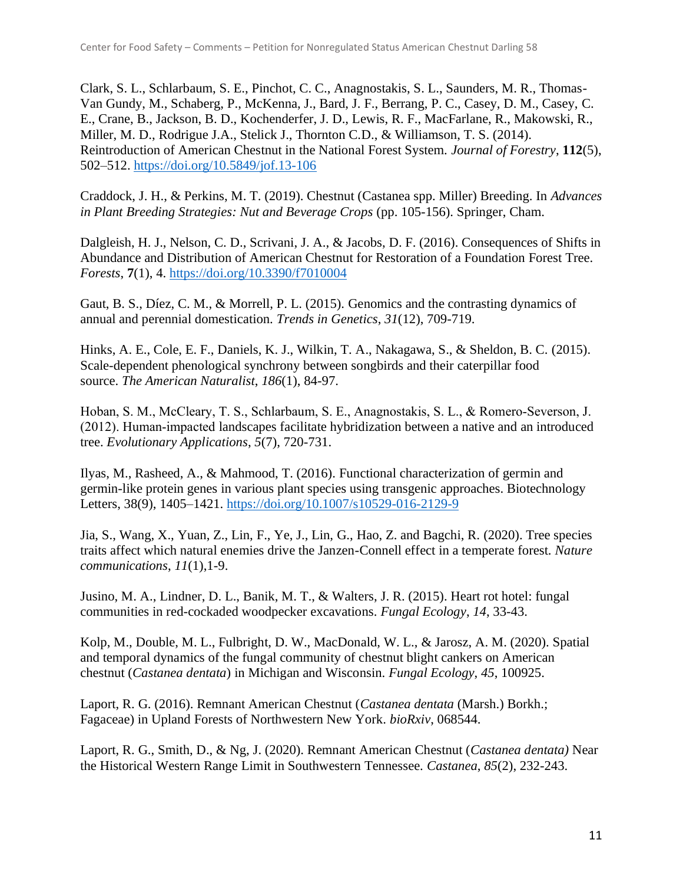Clark, S. L., Schlarbaum, S. E., Pinchot, C. C., Anagnostakis, S. L., Saunders, M. R., Thomas-Van Gundy, M., Schaberg, P., McKenna, J., Bard, J. F., Berrang, P. C., Casey, D. M., Casey, C. E., Crane, B., Jackson, B. D., Kochenderfer, J. D., Lewis, R. F., MacFarlane, R., Makowski, R., Miller, M. D., Rodrigue J.A., Stelick J., Thornton C.D., & Williamson, T. S. (2014). Reintroduction of American Chestnut in the National Forest System. *Journal of Forestry*, **112**(5), 502–512. https://doi.org/10.5849/jof.13-106

Craddock, J. H., & Perkins, M. T. (2019). Chestnut (Castanea spp. Miller) Breeding. In *Advances in Plant Breeding Strategies: Nut and Beverage Crops* (pp. 105-156). Springer, Cham.

Dalgleish, H. J., Nelson, C. D., Scrivani, J. A., & Jacobs, D. F. (2016). Consequences of Shifts in Abundance and Distribution of American Chestnut for Restoration of a Foundation Forest Tree. *Forests*, **7**(1), 4. https://doi.org/10.3390/f7010004

Gaut, B. S., Díez, C. M., & Morrell, P. L. (2015). Genomics and the contrasting dynamics of annual and perennial domestication. *Trends in Genetics*, *31*(12), 709-719.

Hinks, A. E., Cole, E. F., Daniels, K. J., Wilkin, T. A., Nakagawa, S., & Sheldon, B. C. (2015). Scale-dependent phenological synchrony between songbirds and their caterpillar food source. *The American Naturalist*, *186*(1), 84-97.

Hoban, S. M., McCleary, T. S., Schlarbaum, S. E., Anagnostakis, S. L., & Romero-Severson, J. (2012). Human-impacted landscapes facilitate hybridization between a native and an introduced tree. *Evolutionary Applications*, *5*(7), 720-731.

Ilyas, M., Rasheed, A., & Mahmood, T. (2016). Functional characterization of germin and germin-like protein genes in various plant species using transgenic approaches. Biotechnology Letters, 38(9), 1405–1421. https://doi.org/10.1007/s10529-016-2129-9

Jia, S., Wang, X., Yuan, Z., Lin, F., Ye, J., Lin, G., Hao, Z. and Bagchi, R. (2020). Tree species traits affect which natural enemies drive the Janzen-Connell effect in a temperate forest. *Nature communications*, *11*(1),1-9.

Jusino, M. A., Lindner, D. L., Banik, M. T., & Walters, J. R. (2015). Heart rot hotel: fungal communities in red-cockaded woodpecker excavations. *Fungal Ecology*, *14*, 33-43.

Kolp, M., Double, M. L., Fulbright, D. W., MacDonald, W. L., & Jarosz, A. M. (2020). Spatial and temporal dynamics of the fungal community of chestnut blight cankers on American chestnut (*Castanea dentata*) in Michigan and Wisconsin. *Fungal Ecology*, *45*, 100925.

Laport, R. G. (2016). Remnant American Chestnut (*Castanea dentata* (Marsh.) Borkh.; Fagaceae) in Upland Forests of Northwestern New York. *bioRxiv*, 068544.

Laport, R. G., Smith, D., & Ng, J. (2020). Remnant American Chestnut (*Castanea dentata)* Near the Historical Western Range Limit in Southwestern Tennessee. *Castanea*, *85*(2), 232-243.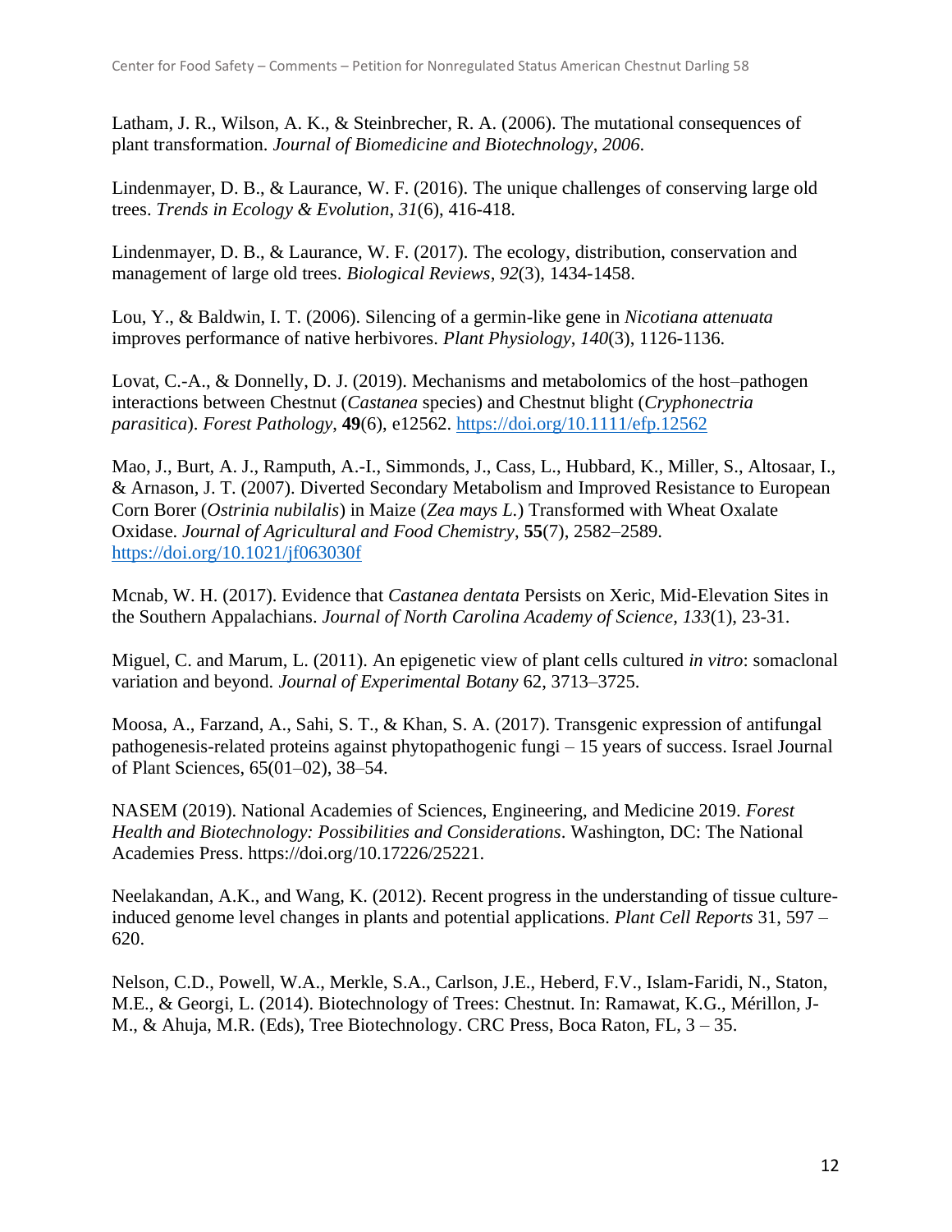Latham, J. R., Wilson, A. K., & Steinbrecher, R. A. (2006). The mutational consequences of plant transformation. *Journal of Biomedicine and Biotechnology*, *2006*.

Lindenmayer, D. B., & Laurance, W. F. (2016). The unique challenges of conserving large old trees. *Trends in Ecology & Evolution*, *31*(6), 416-418.

Lindenmayer, D. B., & Laurance, W. F. (2017). The ecology, distribution, conservation and management of large old trees. *Biological Reviews*, *92*(3), 1434-1458.

Lou, Y., & Baldwin, I. T. (2006). Silencing of a germin-like gene in *Nicotiana attenuata* improves performance of native herbivores. *Plant Physiology*, *140*(3), 1126-1136.

Lovat, C.-A., & Donnelly, D. J. (2019). Mechanisms and metabolomics of the host–pathogen interactions between Chestnut (*Castanea* species) and Chestnut blight (*Cryphonectria parasitica*). *Forest Pathology*, **49**(6), e12562. https://doi.org/10.1111/efp.12562

Mao, J., Burt, A. J., Ramputh, A.-I., Simmonds, J., Cass, L., Hubbard, K., Miller, S., Altosaar, I., & Arnason, J. T. (2007). Diverted Secondary Metabolism and Improved Resistance to European Corn Borer (*Ostrinia nubilalis*) in Maize (*Zea mays L.*) Transformed with Wheat Oxalate Oxidase. *Journal of Agricultural and Food Chemistry*, **55**(7), 2582–2589. https://doi.org/10.1021/jf063030f

Mcnab, W. H. (2017). Evidence that *Castanea dentata* Persists on Xeric, Mid-Elevation Sites in the Southern Appalachians. *Journal of North Carolina Academy of Science*, *133*(1), 23-31.

Miguel, C. and Marum, L. (2011). An epigenetic view of plant cells cultured *in vitro*: somaclonal variation and beyond. *Journal of Experimental Botany* 62, 3713–3725.

Moosa, A., Farzand, A., Sahi, S. T., & Khan, S. A. (2017). Transgenic expression of antifungal pathogenesis-related proteins against phytopathogenic fungi – 15 years of success. Israel Journal of Plant Sciences, 65(01–02), 38–54.

NASEM (2019). National Academies of Sciences, Engineering, and Medicine 2019. *Forest Health and Biotechnology: Possibilities and Considerations*. Washington, DC: The National Academies Press. https://doi.org/10.17226/25221.

Neelakandan, A.K., and Wang, K. (2012). Recent progress in the understanding of tissue culture-induced genome level changes in plants and potential applications. *Plant Cell Reports* 31, 597 – 620.

Nelson, C.D., Powell, W.A., Merkle, S.A., Carlson, J.E., Heberd, F.V., Islam-Faridi, N., Staton, M.E., & Georgi, L. (2014). Biotechnology of Trees: Chestnut. In: Ramawat, K.G., Mérillon, J-M., & Ahuja, M.R. (Eds), Tree Biotechnology. CRC Press, Boca Raton, FL, 3 – 35.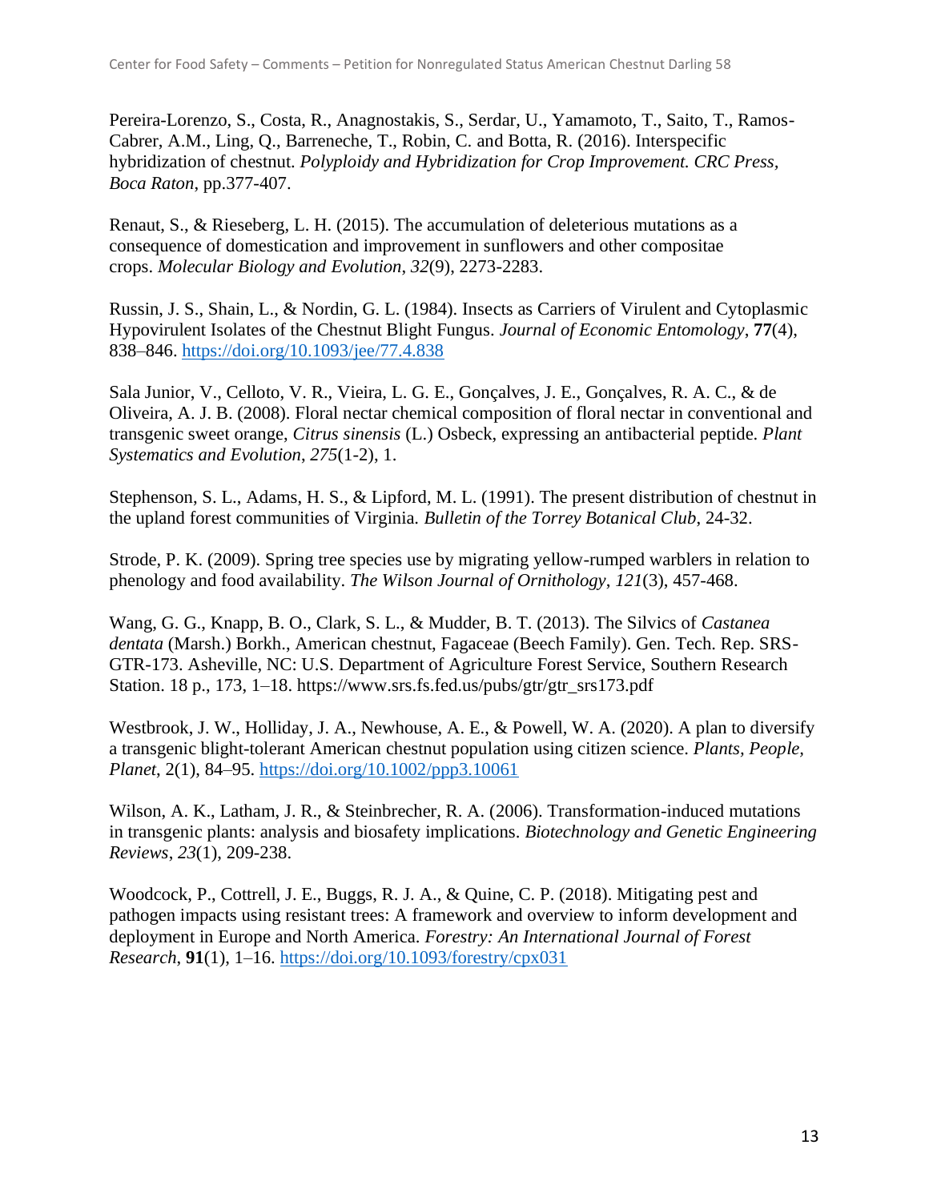Pereira-Lorenzo, S., Costa, R., Anagnostakis, S., Serdar, U., Yamamoto, T., Saito, T., Ramos-Cabrer, A.M., Ling, Q., Barreneche, T., Robin, C. and Botta, R. (2016). Interspecific hybridization of chestnut. *Polyploidy and Hybridization for Crop Improvement. CRC Press, Boca Raton*, pp.377-407.

Renaut, S., & Rieseberg, L. H. (2015). The accumulation of deleterious mutations as a consequence of domestication and improvement in sunflowers and other compositae crops. *Molecular Biology and Evolution*, *32*(9), 2273-2283.

Russin, J. S., Shain, L., & Nordin, G. L. (1984). Insects as Carriers of Virulent and Cytoplasmic Hypovirulent Isolates of the Chestnut Blight Fungus. *Journal of Economic Entomology*, **77**(4), 838–846. https://doi.org/10.1093/jee/77.4.838

Sala Junior, V., Celloto, V. R., Vieira, L. G. E., Gonçalves, J. E., Gonçalves, R. A. C., & de Oliveira, A. J. B. (2008). Floral nectar chemical composition of floral nectar in conventional and transgenic sweet orange, *Citrus sinensis* (L.) Osbeck, expressing an antibacterial peptide. *Plant Systematics and Evolution*, *275*(1-2), 1.

Stephenson, S. L., Adams, H. S., & Lipford, M. L. (1991). The present distribution of chestnut in the upland forest communities of Virginia. *Bulletin of the Torrey Botanical Club*, 24-32.

Strode, P. K. (2009). Spring tree species use by migrating yellow-rumped warblers in relation to phenology and food availability. *The Wilson Journal of Ornithology*, *121*(3), 457-468.

Wang, G. G., Knapp, B. O., Clark, S. L., & Mudder, B. T. (2013). The Silvics of *Castanea dentata* (Marsh.) Borkh., American chestnut, Fagaceae (Beech Family). Gen. Tech. Rep. SRS-GTR-173. Asheville, NC: U.S. Department of Agriculture Forest Service, Southern Research Station. 18 p., 173, 1–18. https://www.srs.fs.fed.us/pubs/gtr/gtr_srs173.pdf

Westbrook, J. W., Holliday, J. A., Newhouse, A. E., & Powell, W. A. (2020). A plan to diversify a transgenic blight-tolerant American chestnut population using citizen science. *Plants, People, Planet*, 2(1), 84–95. https://doi.org/10.1002/ppp3.10061

Wilson, A. K., Latham, J. R., & Steinbrecher, R. A. (2006). Transformation-induced mutations in transgenic plants: analysis and biosafety implications. *Biotechnology and Genetic Engineering Reviews*, *23*(1), 209-238.

Woodcock, P., Cottrell, J. E., Buggs, R. J. A., & Quine, C. P. (2018). Mitigating pest and pathogen impacts using resistant trees: A framework and overview to inform development and deployment in Europe and North America. *Forestry: An International Journal of Forest Research*, **91**(1), 1–16. https://doi.org/10.1093/forestry/cpx031